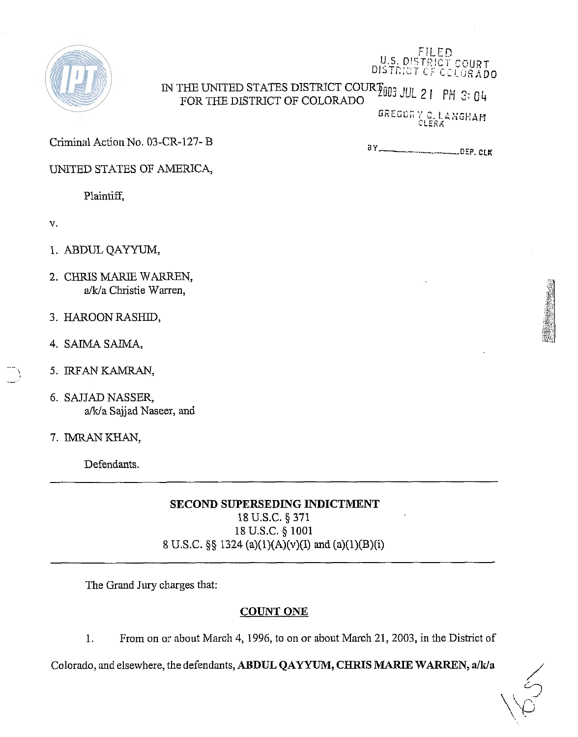FILED
U.S. DISTRICT COURT
DISTRICT OF COLORADO

IN THE UNITED STATES DISTRICT COURT 2003 JUL 21 PM 3:04
FOR THE DISTRICT OF COLORADO

GREGORY C. LANGHAM
CLERK

Criminal Action No. 03-CR-127- B

BY __________ DEP. CLK

UNITED STATES OF AMERICA,

Plaintiff,

v.

1. ABDUL QAYYUM,
2. CHRIS MARIE WARREN,
   a/k/a Christie Warren,
3. HAROON RASHID,
4. SAIMA SAIMA,
5. IRFAN KAMRAN,
6. SAJJAD NASSER,
   a/k/a Sajjad Naseer, and
7. IMRAN KHAN,

Defendants.

---

**SECOND SUPERSEDING INDICTMENT**

18 U.S.C. § 371
18 U.S.C. § 1001
8 U.S.C. §§ 1324 (a)(1)(A)(v)(I) and (a)(1)(B)(i)

---

The Grand Jury charges that:

**COUNT ONE**

1. From on or about March 4, 1996, to on or about March 21, 2003, in the District of Colorado, and elsewhere, the defendants, **ABDUL QAYYUM, CHRIS MARIE WARREN, a/k/a**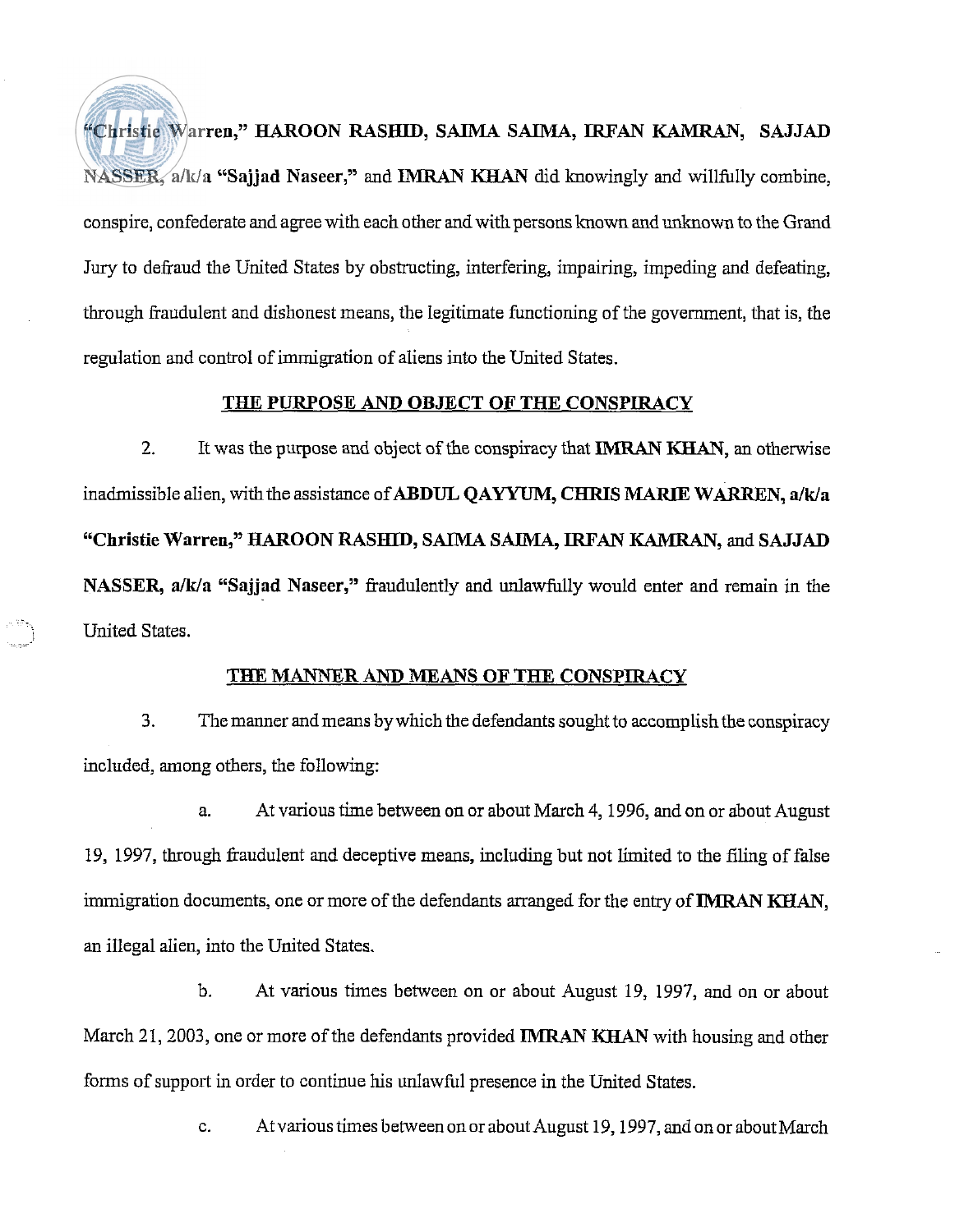"Christie Warren," **HAROON RASHID, SAIMA SAIMA, IRFAN KAMRAN, SAJJAD NASSER,** a/k/a **"Sajjad Naseer,"** and **IMRAN KHAN** did knowingly and willfully combine, conspire, confederate and agree with each other and with persons known and unknown to the Grand Jury to defraud the United States by obstructing, interfering, impairing, impeding and defeating, through fraudulent and dishonest means, the legitimate functioning of the government, that is, the regulation and control of immigration of aliens into the United States.

## THE PURPOSE AND OBJECT OF THE CONSPIRACY

2. It was the purpose and object of the conspiracy that **IMRAN KHAN**, an otherwise inadmissible alien, with the assistance of **ABDUL QAYYUM, CHRIS MARIE WARREN, a/k/a "Christie Warren," HAROON RASHID, SAIMA SAIMA, IRFAN KAMRAN,** and **SAJJAD NASSER, a/k/a "Sajjad Naseer,"** fraudulently and unlawfully would enter and remain in the United States.

## THE MANNER AND MEANS OF THE CONSPIRACY

3. The manner and means by which the defendants sought to accomplish the conspiracy included, among others, the following:

   a. At various time between on or about March 4, 1996, and on or about August 19, 1997, through fraudulent and deceptive means, including but not limited to the filing of false immigration documents, one or more of the defendants arranged for the entry of **IMRAN KHAN**, an illegal alien, into the United States.

   b. At various times between on or about August 19, 1997, and on or about March 21, 2003, one or more of the defendants provided **IMRAN KHAN** with housing and other forms of support in order to continue his unlawful presence in the United States.

   c. At various times between on or about August 19, 1997, and on or about March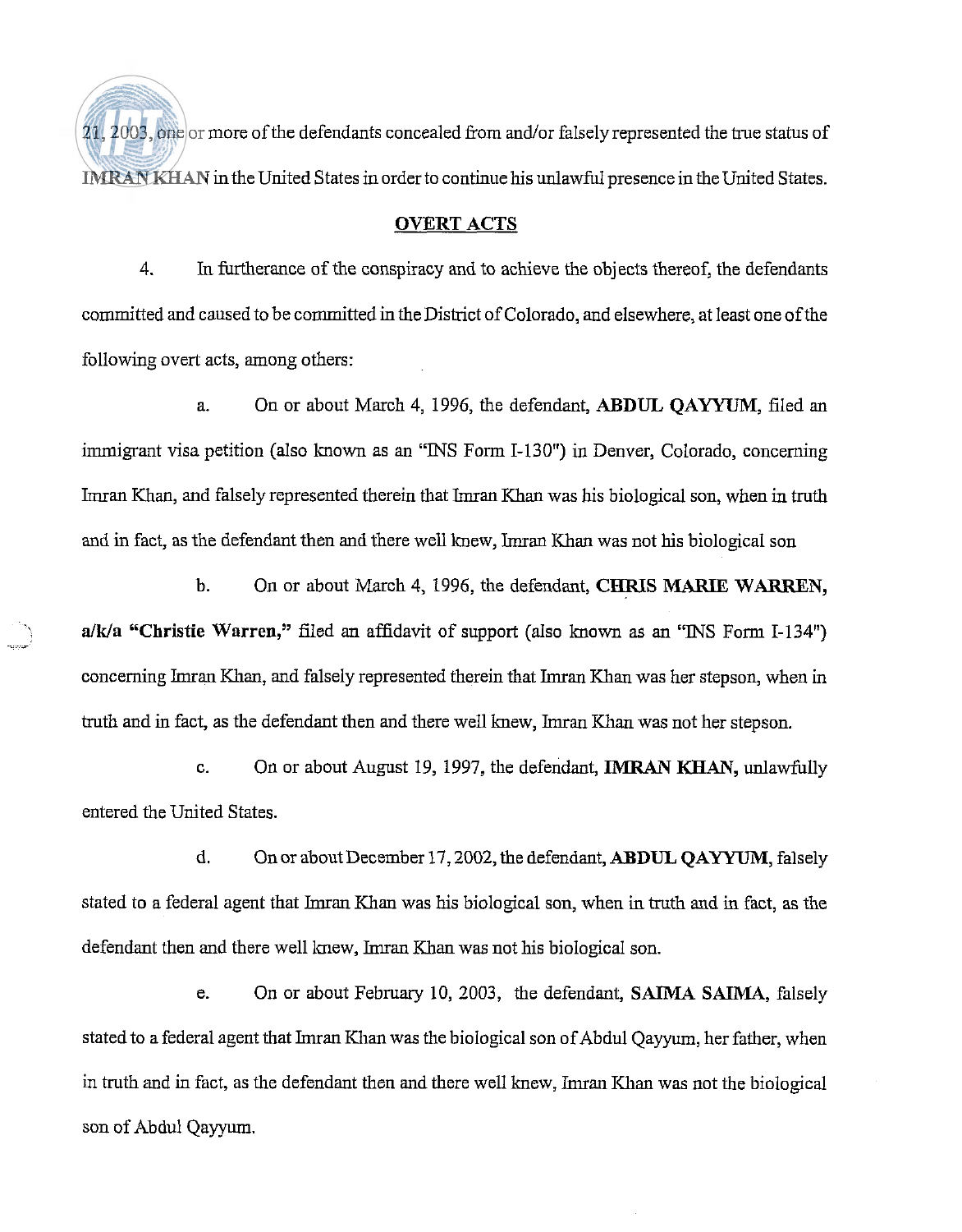21, 2003, one or more of the defendants concealed from and/or falsely represented the true status of IMRAN KHAN in the United States in order to continue his unlawful presence in the United States.

## OVERT ACTS

4. In furtherance of the conspiracy and to achieve the objects thereof, the defendants committed and caused to be committed in the District of Colorado, and elsewhere, at least one of the following overt acts, among others:

a. On or about March 4, 1996, the defendant, **ABDUL QAYYUM**, filed an immigrant visa petition (also known as an "INS Form I-130") in Denver, Colorado, concerning Imran Khan, and falsely represented therein that Imran Khan was his biological son, when in truth and in fact, as the defendant then and there well knew, Imran Khan was not his biological son

b. On or about March 4, 1996, the defendant, **CHRIS MARIE WARREN, a/k/a "Christie Warren,"** filed an affidavit of support (also known as an "INS Form I-134") concerning Imran Khan, and falsely represented therein that Imran Khan was her stepson, when in truth and in fact, as the defendant then and there well knew, Imran Khan was not her stepson.

c. On or about August 19, 1997, the defendant, **IMRAN KHAN,** unlawfully entered the United States.

d. On or about December 17, 2002, the defendant, **ABDUL QAYYUM**, falsely stated to a federal agent that Imran Khan was his biological son, when in truth and in fact, as the defendant then and there well knew, Imran Khan was not his biological son.

e. On or about February 10, 2003, the defendant, **SAIMA SAIMA**, falsely stated to a federal agent that Imran Khan was the biological son of Abdul Qayyum, her father, when in truth and in fact, as the defendant then and there well knew, Imran Khan was not the biological son of Abdul Qayyum.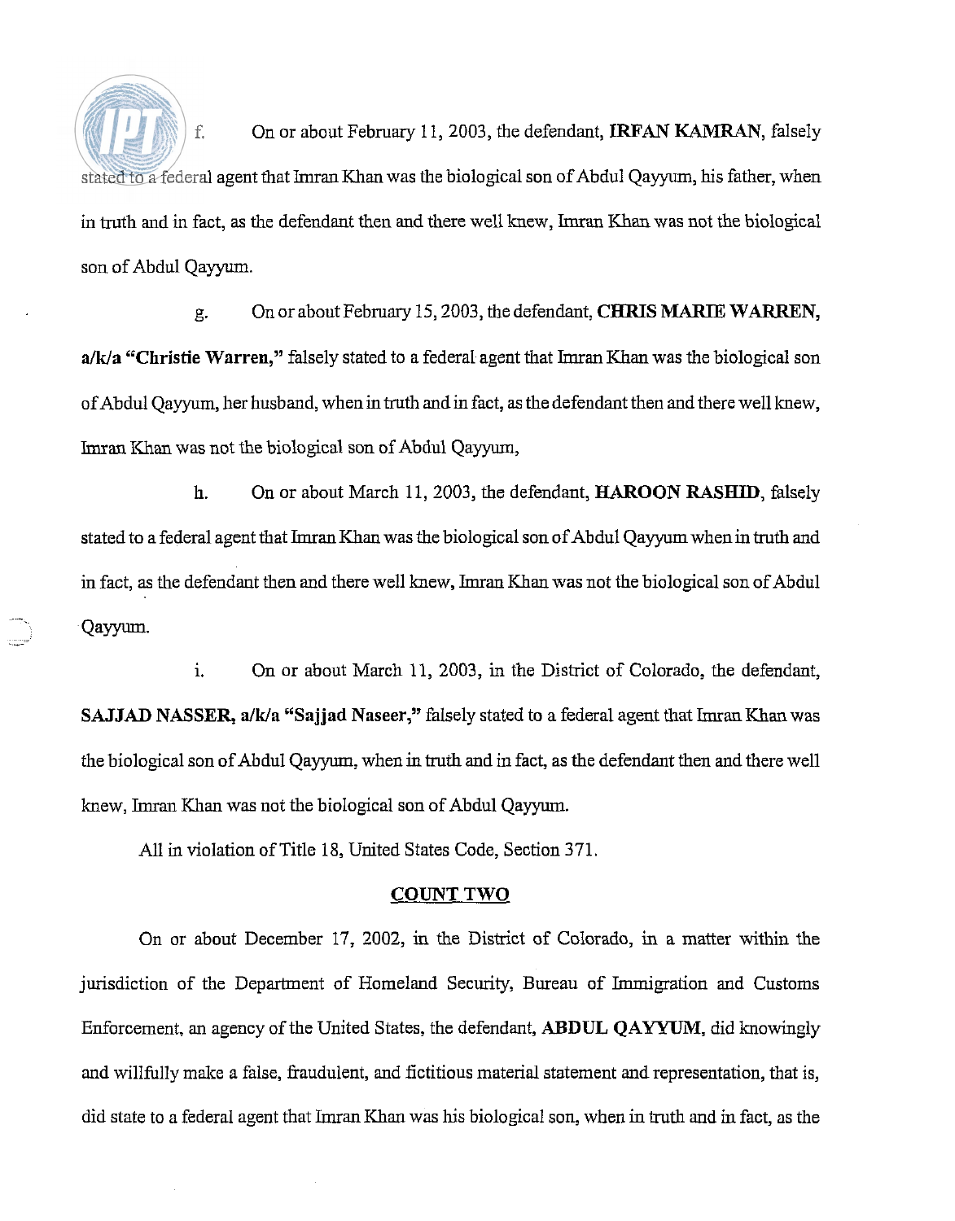f. On or about February 11, 2003, the defendant, **IRFAN KAMRAN**, falsely stated to a federal agent that Imran Khan was the biological son of Abdul Qayyum, his father, when in truth and in fact, as the defendant then and there well knew, Imran Khan was not the biological son of Abdul Qayyum.

g. On or about February 15, 2003, the defendant, **CHRIS MARIE WARREN, a/k/a "Christie Warren,"** falsely stated to a federal agent that Imran Khan was the biological son of Abdul Qayyum, her husband, when in truth and in fact, as the defendant then and there well knew, Imran Khan was not the biological son of Abdul Qayyum,

h. On or about March 11, 2003, the defendant, **HAROON RASHID**, falsely stated to a federal agent that Imran Khan was the biological son of Abdul Qayyum when in truth and in fact, as the defendant then and there well knew, Imran Khan was not the biological son of Abdul Qayyum.

i. On or about March 11, 2003, in the District of Colorado, the defendant, **SAJJAD NASSER, a/k/a "Sajjad Naseer,"** falsely stated to a federal agent that Imran Khan was the biological son of Abdul Qayyum, when in truth and in fact, as the defendant then and there well knew, Imran Khan was not the biological son of Abdul Qayyum.

All in violation of Title 18, United States Code, Section 371.

## COUNT TWO

On or about December 17, 2002, in the District of Colorado, in a matter within the jurisdiction of the Department of Homeland Security, Bureau of Immigration and Customs Enforcement, an agency of the United States, the defendant, **ABDUL QAYYUM**, did knowingly and willfully make a false, fraudulent, and fictitious material statement and representation, that is, did state to a federal agent that Imran Khan was his biological son, when in truth and in fact, as the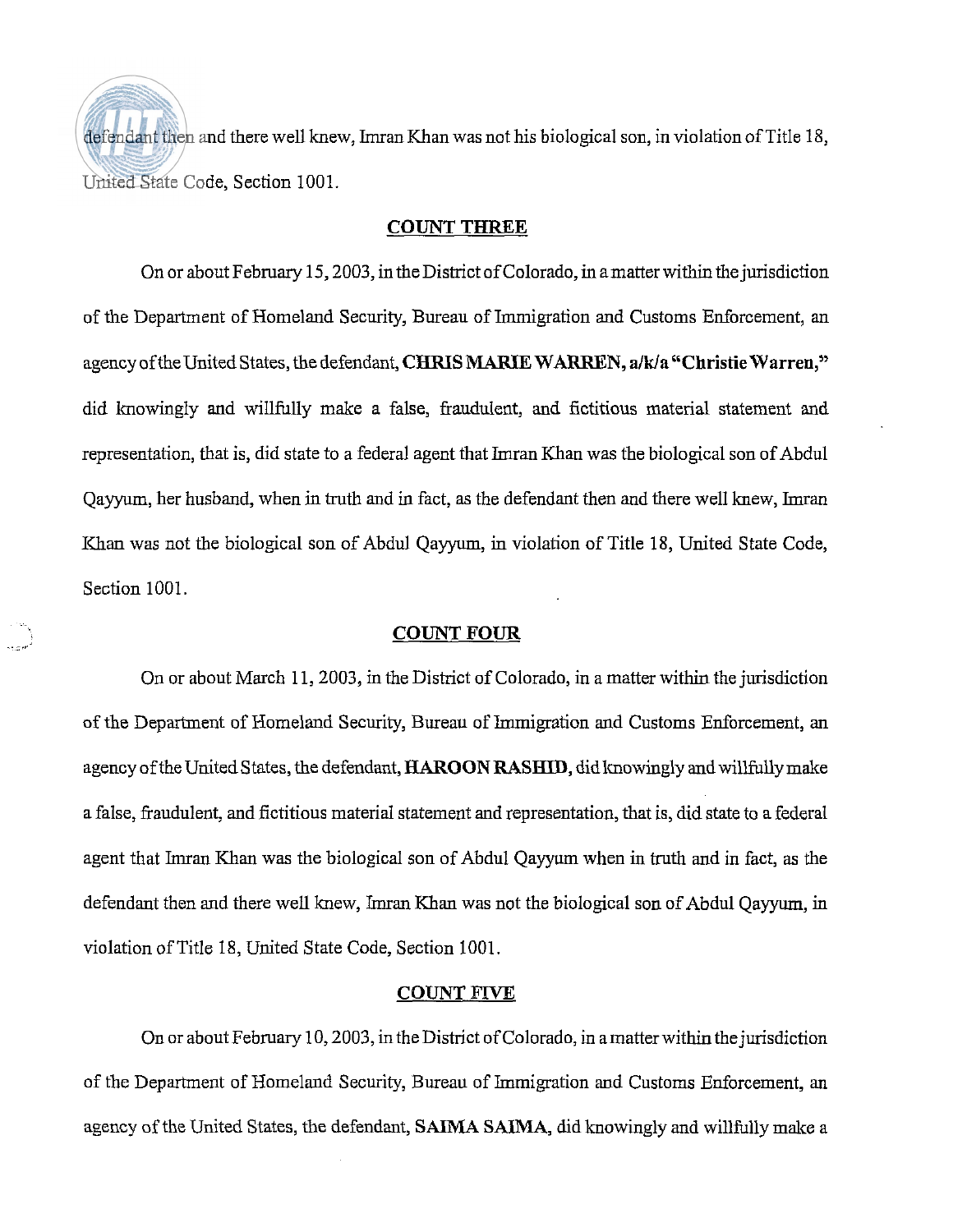defendant then and there well knew, Imran Khan was not his biological son, in violation of Title 18, United State Code, Section 1001.

## COUNT THREE

On or about February 15, 2003, in the District of Colorado, in a matter within the jurisdiction of the Department of Homeland Security, Bureau of Immigration and Customs Enforcement, an agency of the United States, the defendant, **CHRIS MARIE WARREN, a/k/a "Christie Warren,"** did knowingly and willfully make a false, fraudulent, and fictitious material statement and representation, that is, did state to a federal agent that Imran Khan was the biological son of Abdul Qayyum, her husband, when in truth and in fact, as the defendant then and there well knew, Imran Khan was not the biological son of Abdul Qayyum, in violation of Title 18, United State Code, Section 1001.

## COUNT FOUR

On or about March 11, 2003, in the District of Colorado, in a matter within the jurisdiction of the Department of Homeland Security, Bureau of Immigration and Customs Enforcement, an agency of the United States, the defendant, **HAROON RASHID**, did knowingly and willfully make a false, fraudulent, and fictitious material statement and representation, that is, did state to a federal agent that Imran Khan was the biological son of Abdul Qayyum when in truth and in fact, as the defendant then and there well knew, Imran Khan was not the biological son of Abdul Qayyum, in violation of Title 18, United State Code, Section 1001.

## COUNT FIVE

On or about February 10, 2003, in the District of Colorado, in a matter within the jurisdiction of the Department of Homeland Security, Bureau of Immigration and Customs Enforcement, an agency of the United States, the defendant, **SAIMA SAIMA**, did knowingly and willfully make a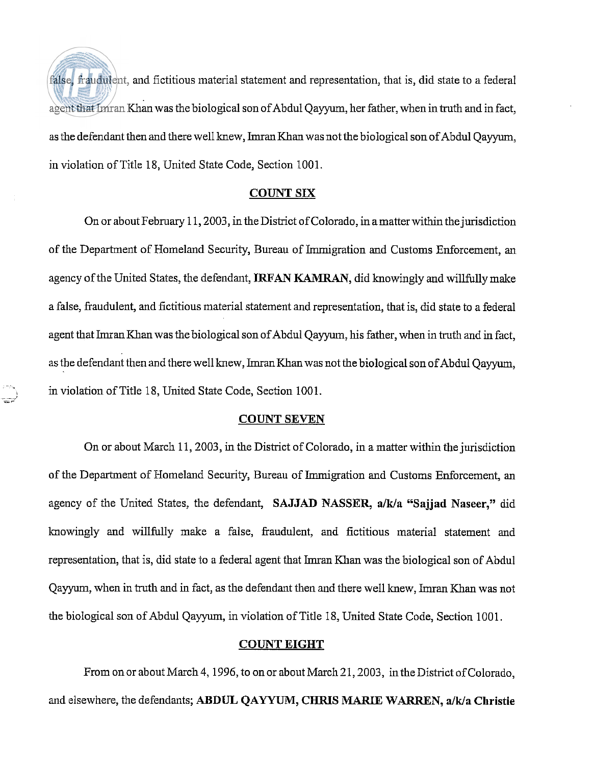false, fraudulent, and fictitious material statement and representation, that is, did state to a federal agent that Imran Khan was the biological son of Abdul Qayyum, her father, when in truth and in fact, as the defendant then and there well knew, Imran Khan was not the biological son of Abdul Qayyum, in violation of Title 18, United State Code, Section 1001.

## COUNT SIX

On or about February 11, 2003, in the District of Colorado, in a matter within the jurisdiction of the Department of Homeland Security, Bureau of Immigration and Customs Enforcement, an agency of the United States, the defendant, **IRFAN KAMRAN**, did knowingly and willfully make a false, fraudulent, and fictitious material statement and representation, that is, did state to a federal agent that Imran Khan was the biological son of Abdul Qayyum, his father, when in truth and in fact, as the defendant then and there well knew, Imran Khan was not the biological son of Abdul Qayyum, in violation of Title 18, United State Code, Section 1001.

## COUNT SEVEN

On or about March 11, 2003, in the District of Colorado, in a matter within the jurisdiction of the Department of Homeland Security, Bureau of Immigration and Customs Enforcement, an agency of the United States, the defendant, **SAJJAD NASSER, a/k/a "Sajjad Naseer,"** did knowingly and willfully make a false, fraudulent, and fictitious material statement and representation, that is, did state to a federal agent that Imran Khan was the biological son of Abdul Qayyum, when in truth and in fact, as the defendant then and there well knew, Imran Khan was not the biological son of Abdul Qayyum, in violation of Title 18, United State Code, Section 1001.

## COUNT EIGHT

From on or about March 4, 1996, to on or about March 21, 2003, in the District of Colorado, and elsewhere, the defendants; **ABDUL QAYYUM, CHRIS MARIE WARREN, a/k/a Christie**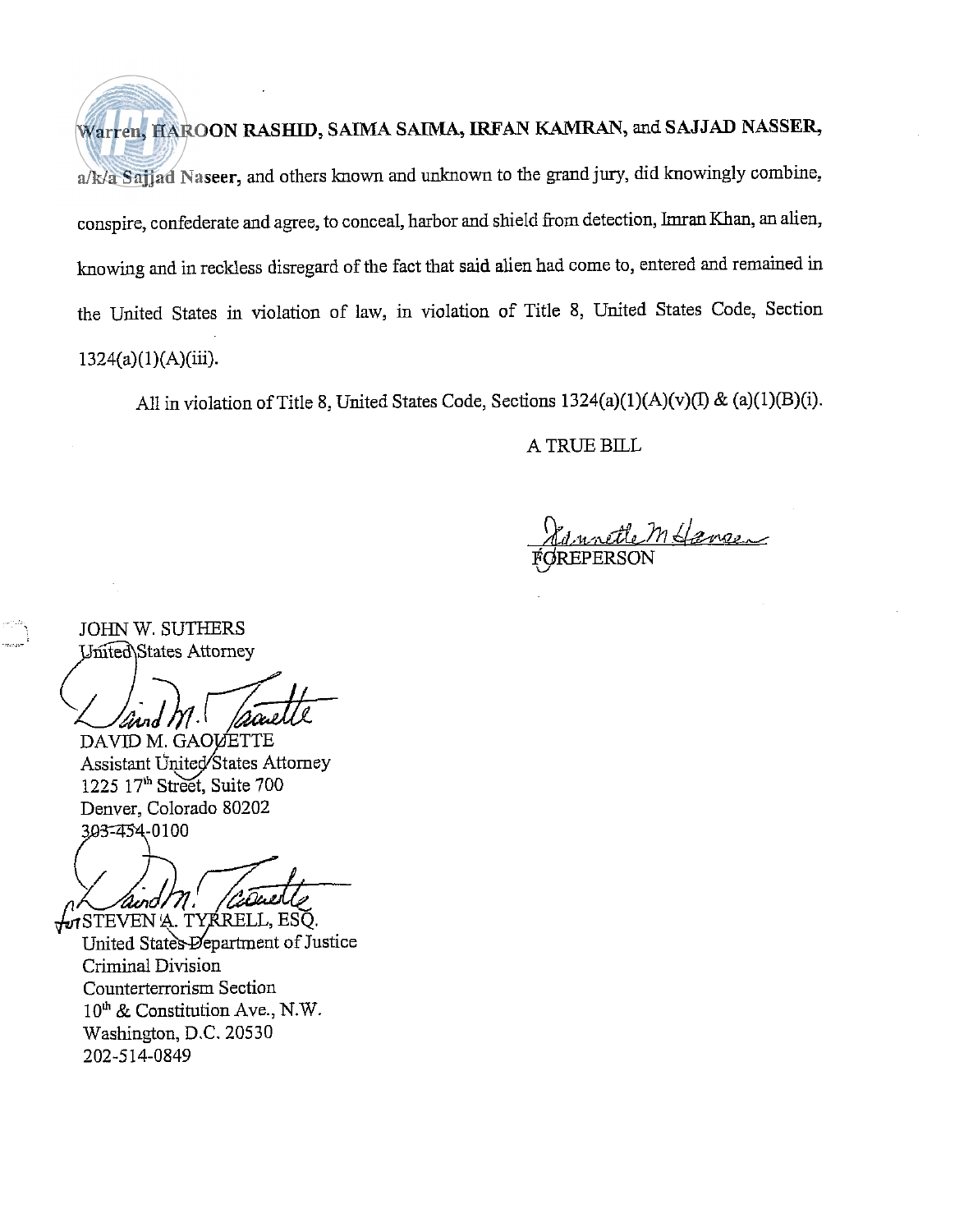Warren, **HAROON RASHID, SAIMA SAIMA, IRFAN KAMRAN,** and **SAJJAD NASSER, a/k/a Sajjad Naseer,** and others known and unknown to the grand jury, did knowingly combine, conspire, confederate and agree, to conceal, harbor and shield from detection, Imran Khan, an alien, knowing and in reckless disregard of the fact that said alien had come to, entered and remained in the United States in violation of law, in violation of Title 8, United States Code, Section 1324(a)(1)(A)(iii).

All in violation of Title 8, United States Code, Sections 1324(a)(1)(A)(v)(I) & (a)(1)(B)(i).

A TRUE BILL

FOREPERSON

JOHN W. SUTHERS
United States Attorney

DAVID M. GAOUETTE
Assistant United States Attorney
1225 17th Street, Suite 700
Denver, Colorado 80202
303-454-0100

for STEVEN A. TYRRELL, ESQ.
United States Department of Justice
Criminal Division
Counterterrorism Section
10th & Constitution Ave., N.W.
Washington, D.C. 20530
202-514-0849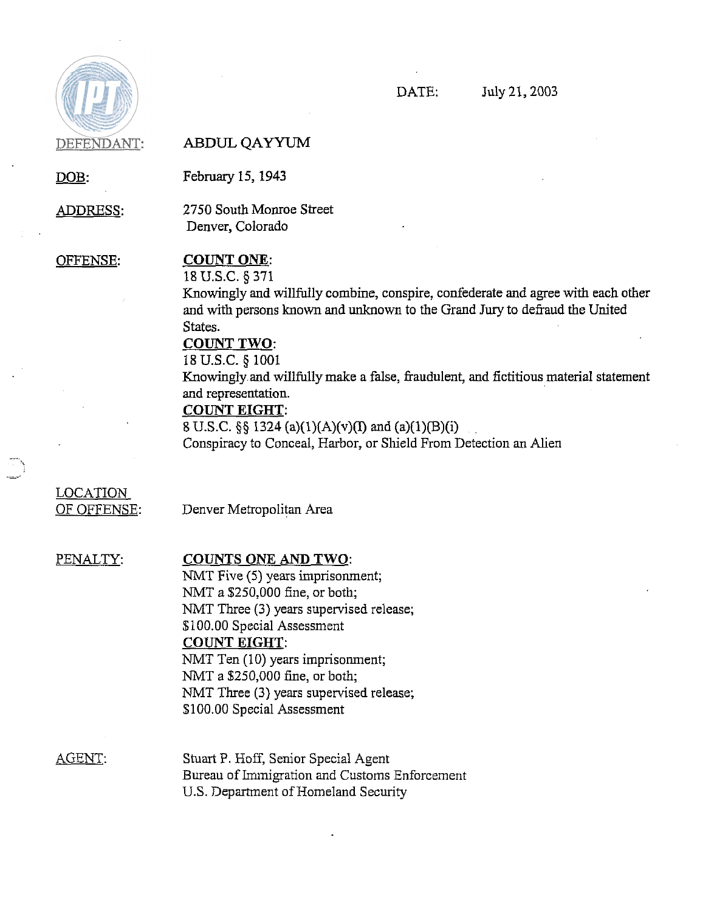DATE: July 21, 2003

DEFENDANT: ABDUL QAYYUM

DOB: February 15, 1943

ADDRESS: 2750 South Monroe Street
Denver, Colorado

OFFENSE:

**COUNT ONE**:
18 U.S.C. § 371
Knowingly and willfully combine, conspire, confederate and agree with each other and with persons known and unknown to the Grand Jury to defraud the United States.

**COUNT TWO**:
18 U.S.C. § 1001
Knowingly and willfully make a false, fraudulent, and fictitious material statement and representation.

**COUNT EIGHT**:
8 U.S.C. §§ 1324 (a)(1)(A)(v)(I) and (a)(1)(B)(i)
Conspiracy to Conceal, Harbor, or Shield From Detection an Alien

LOCATION OF OFFENSE: Denver Metropolitan Area

PENALTY:

**COUNTS ONE AND TWO**:
NMT Five (5) years imprisonment;
NMT a $250,000 fine, or both;
NMT Three (3) years supervised release;
$100.00 Special Assessment

**COUNT EIGHT**:
NMT Ten (10) years imprisonment;
NMT a $250,000 fine, or both;
NMT Three (3) years supervised release;
$100.00 Special Assessment

AGENT: Stuart P. Hoff, Senior Special Agent
Bureau of Immigration and Customs Enforcement
U.S. Department of Homeland Security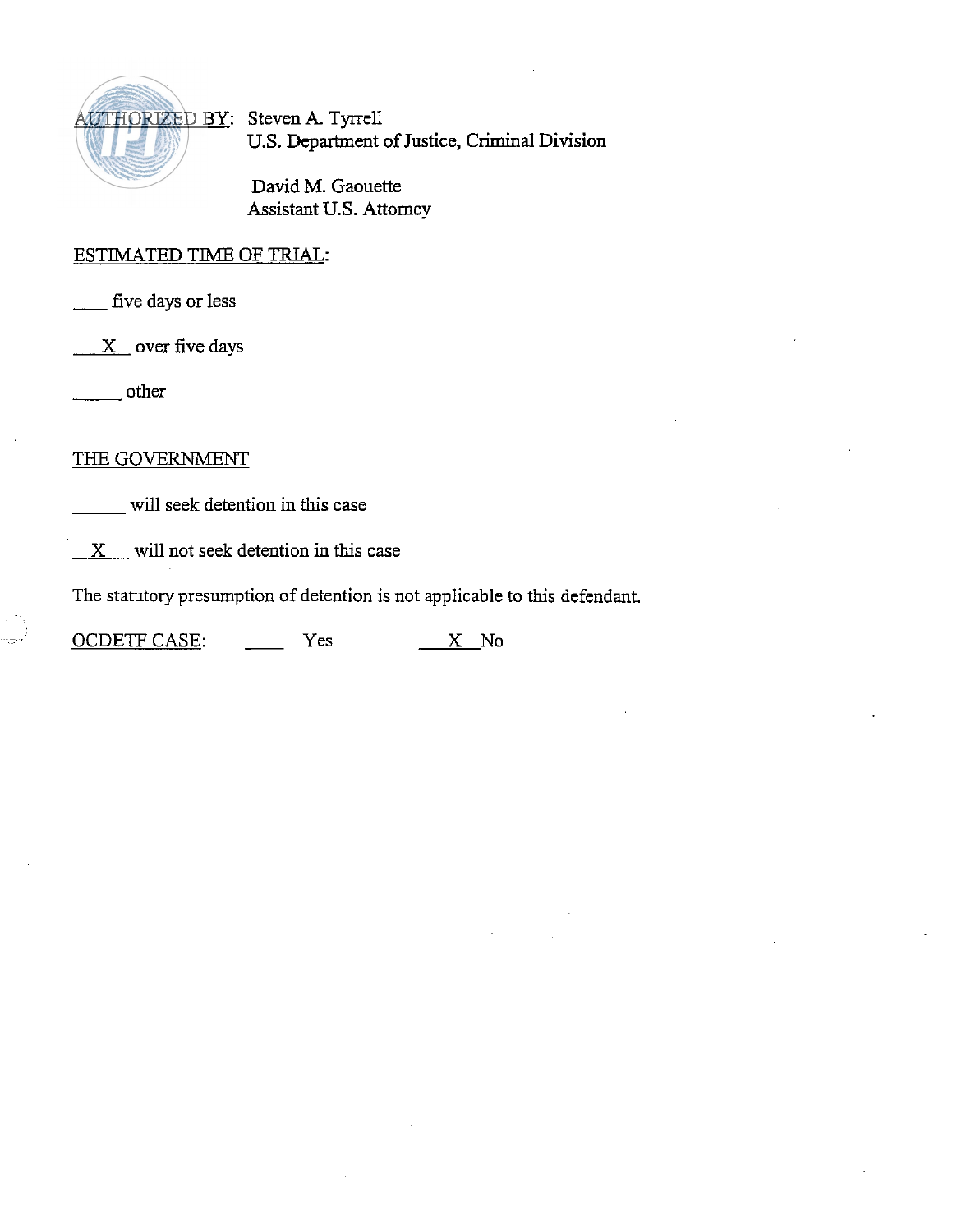AUTHORIZED BY: Steven A. Tyrrell
U.S. Department of Justice, Criminal Division

David M. Gaouette
Assistant U.S. Attorney

ESTIMATED TIME OF TRIAL:

____ five days or less

__X__ over five days

______ other

THE GOVERNMENT

______ will seek detention in this case

__X__ will not seek detention in this case

The statutory presumption of detention is not applicable to this defendant.

OCDETF CASE: ____ Yes __X__ No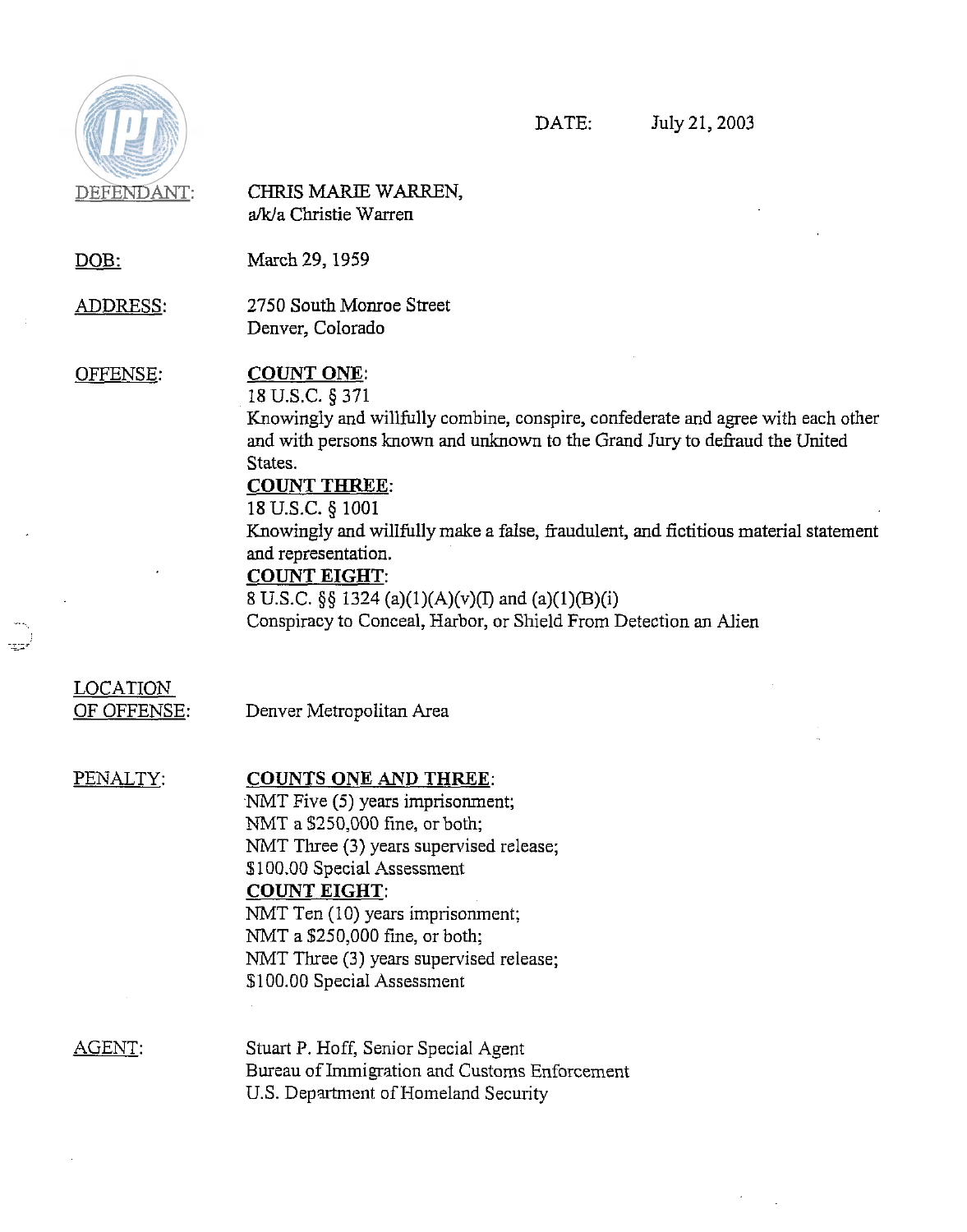DATE: July 21, 2003

DEFENDANT: CHRIS MARIE WARREN, a/k/a Christie Warren

DOB: March 29, 1959

ADDRESS: 2750 South Monroe Street
Denver, Colorado

OFFENSE:

**COUNT ONE**:
18 U.S.C. § 371
Knowingly and willfully combine, conspire, confederate and agree with each other and with persons known and unknown to the Grand Jury to defraud the United States.

**COUNT THREE**:
18 U.S.C. § 1001
Knowingly and willfully make a false, fraudulent, and fictitious material statement and representation.

**COUNT EIGHT**:
8 U.S.C. §§ 1324 (a)(1)(A)(v)(I) and (a)(1)(B)(i)
Conspiracy to Conceal, Harbor, or Shield From Detection an Alien

LOCATION OF OFFENSE: Denver Metropolitan Area

PENALTY:

**COUNTS ONE AND THREE**:
NMT Five (5) years imprisonment;
NMT a $250,000 fine, or both;
NMT Three (3) years supervised release;
$100.00 Special Assessment

**COUNT EIGHT**:
NMT Ten (10) years imprisonment;
NMT a $250,000 fine, or both;
NMT Three (3) years supervised release;
$100.00 Special Assessment

AGENT: Stuart P. Hoff, Senior Special Agent
Bureau of Immigration and Customs Enforcement
U.S. Department of Homeland Security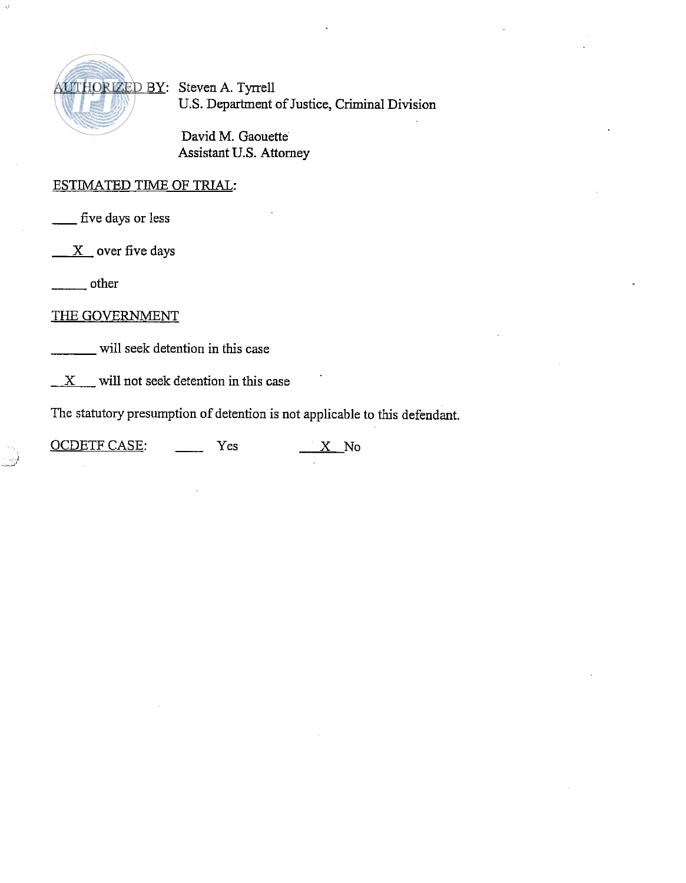AUTHORIZED BY: Steven A. Tyrrell
U.S. Department of Justice, Criminal Division

David M. Gaouette
Assistant U.S. Attorney

ESTIMATED TIME OF TRIAL:

____ five days or less

__X__ over five days

_____ other

THE GOVERNMENT

_______ will seek detention in this case

__X__ will not seek detention in this case

The statutory presumption of detention is not applicable to this defendant.

OCDETF CASE: ____ Yes __X__ No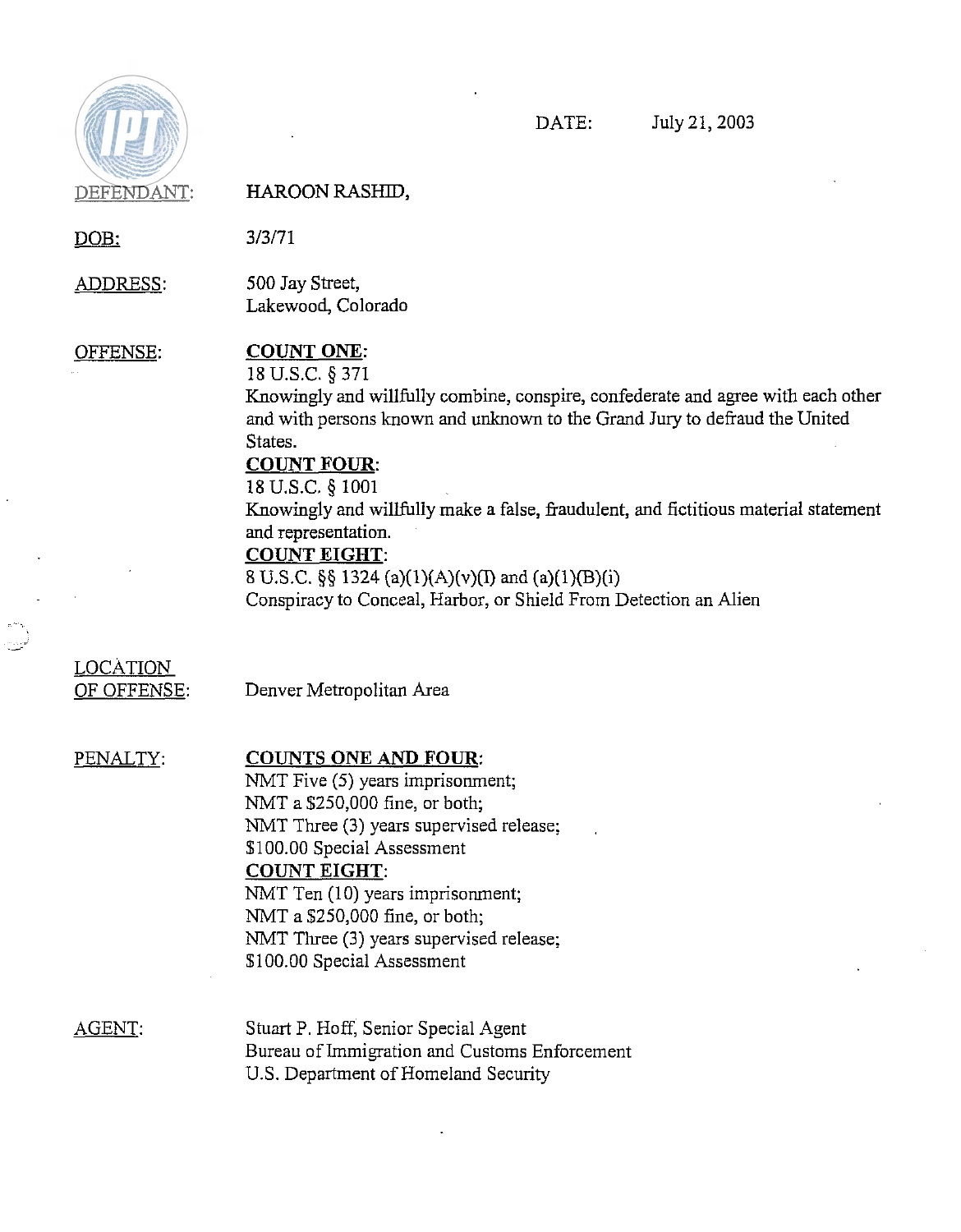DATE: July 21, 2003

DEFENDANT: HAROON RASHID,

DOB: 3/3/71

ADDRESS: 500 Jay Street,
Lakewood, Colorado

OFFENSE:

**COUNT ONE**:
18 U.S.C. § 371
Knowingly and willfully combine, conspire, confederate and agree with each other and with persons known and unknown to the Grand Jury to defraud the United States.

**COUNT FOUR**:
18 U.S.C. § 1001
Knowingly and willfully make a false, fraudulent, and fictitious material statement and representation.

**COUNT EIGHT**:
8 U.S.C. §§ 1324 (a)(1)(A)(v)(I) and (a)(1)(B)(i)
Conspiracy to Conceal, Harbor, or Shield From Detection an Alien

LOCATION OF OFFENSE: Denver Metropolitan Area

PENALTY:

**COUNTS ONE AND FOUR**:
NMT Five (5) years imprisonment;
NMT a $250,000 fine, or both;
NMT Three (3) years supervised release;
$100.00 Special Assessment

**COUNT EIGHT**:
NMT Ten (10) years imprisonment;
NMT a $250,000 fine, or both;
NMT Three (3) years supervised release;
$100.00 Special Assessment

AGENT: Stuart P. Hoff, Senior Special Agent
Bureau of Immigration and Customs Enforcement
U.S. Department of Homeland Security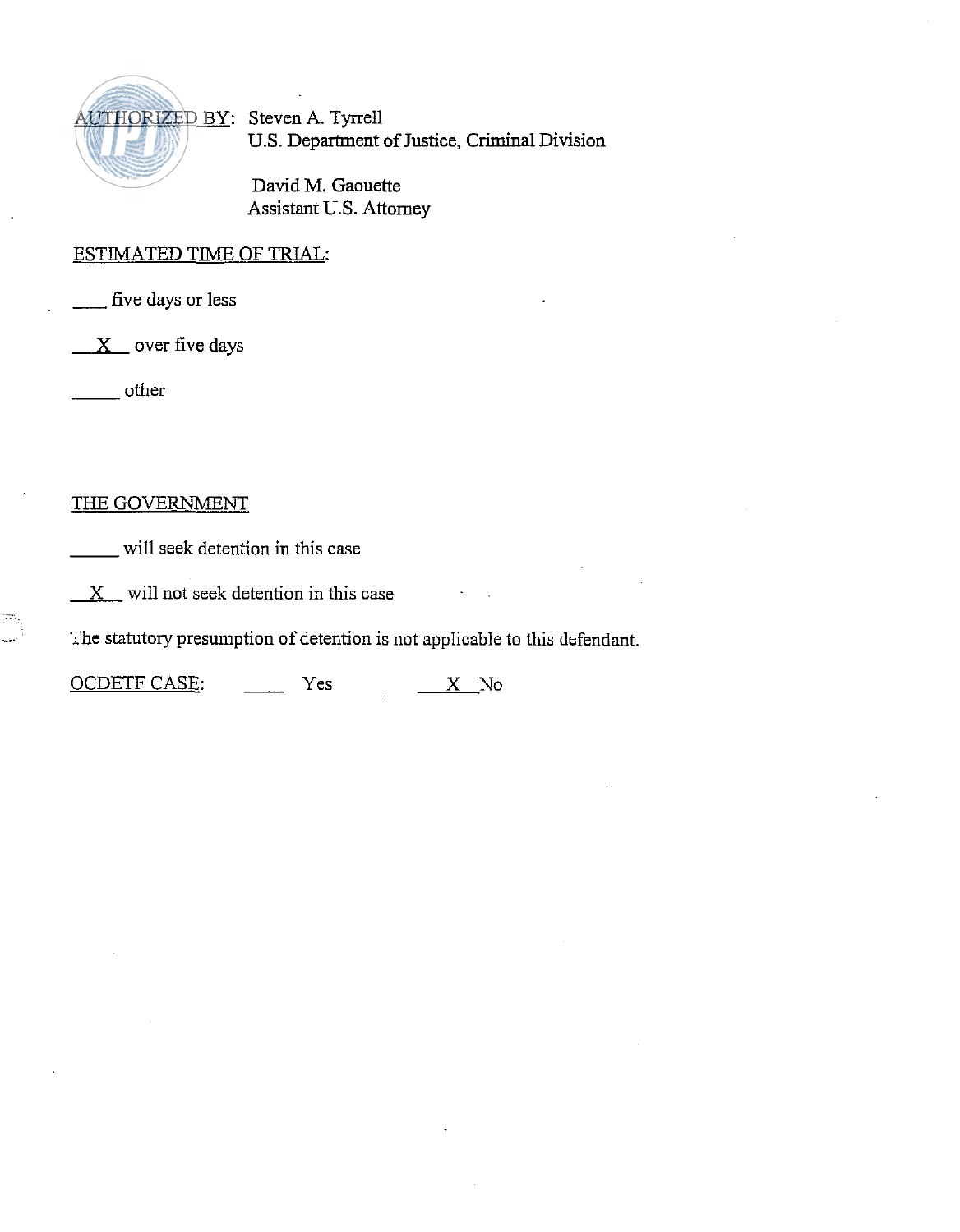AUTHORIZED BY: Steven A. Tyrrell
U.S. Department of Justice, Criminal Division

David M. Gaouette
Assistant U.S. Attorney

ESTIMATED TIME OF TRIAL:

____ five days or less

__X__ over five days

_____ other

THE GOVERNMENT

_____ will seek detention in this case

__X__ will not seek detention in this case

The statutory presumption of detention is not applicable to this defendant.

OCDETF CASE: ____ Yes __X__ No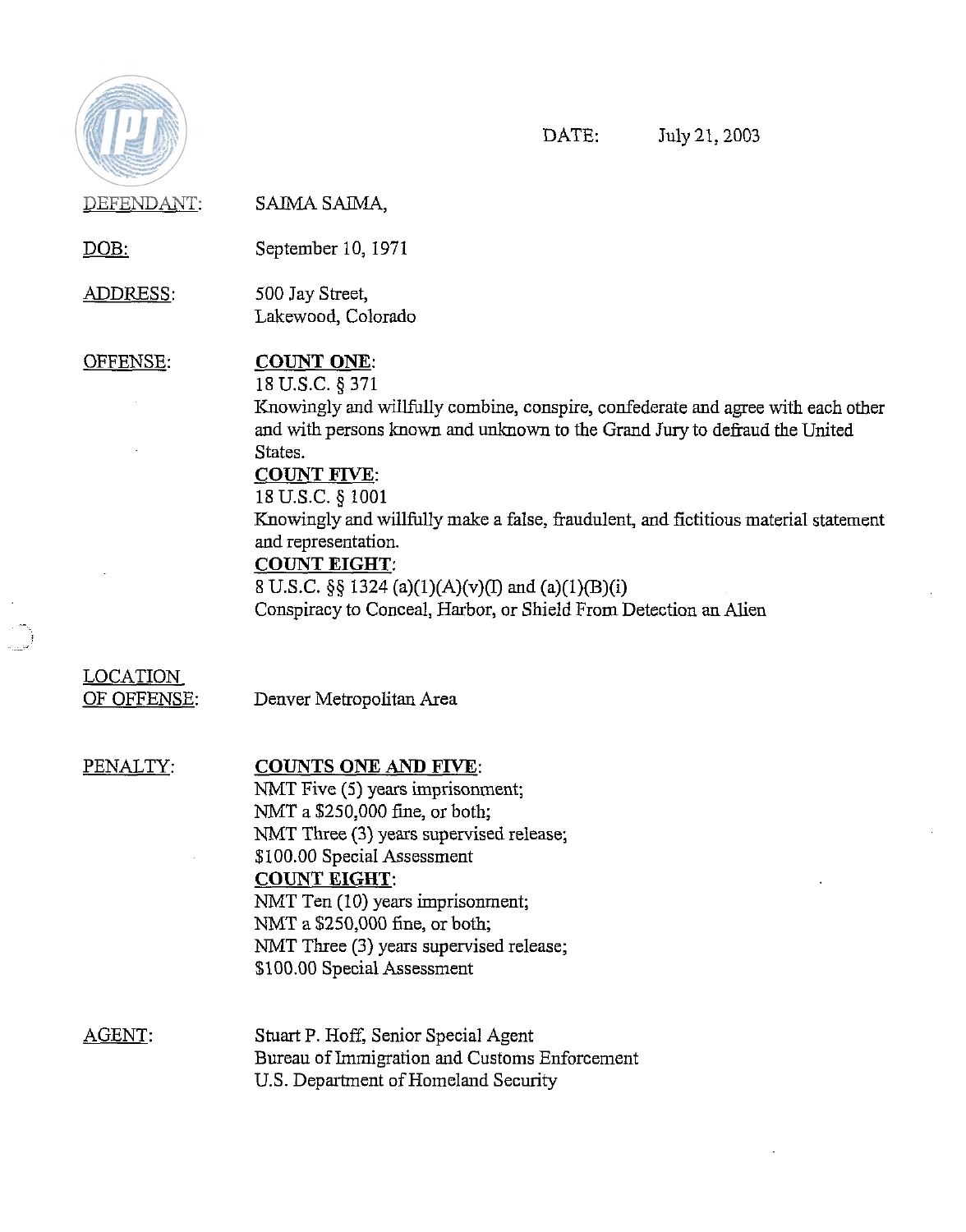DATE: July 21, 2003

DEFENDANT: SAIMA SAIMA,

DOB: September 10, 1971

ADDRESS: 500 Jay Street,
Lakewood, Colorado

OFFENSE:

**COUNT ONE**:
18 U.S.C. § 371
Knowingly and willfully combine, conspire, confederate and agree with each other and with persons known and unknown to the Grand Jury to defraud the United States.

**COUNT FIVE**:
18 U.S.C. § 1001
Knowingly and willfully make a false, fraudulent, and fictitious material statement and representation.

**COUNT EIGHT**:
8 U.S.C. §§ 1324 (a)(1)(A)(v)(I) and (a)(1)(B)(i)
Conspiracy to Conceal, Harbor, or Shield From Detection an Alien

LOCATION OF OFFENSE: Denver Metropolitan Area

PENALTY:

**COUNTS ONE AND FIVE**:
NMT Five (5) years imprisonment;
NMT a $250,000 fine, or both;
NMT Three (3) years supervised release;
$100.00 Special Assessment

**COUNT EIGHT**:
NMT Ten (10) years imprisonment;
NMT a $250,000 fine, or both;
NMT Three (3) years supervised release;
$100.00 Special Assessment

AGENT: Stuart P. Hoff, Senior Special Agent
Bureau of Immigration and Customs Enforcement
U.S. Department of Homeland Security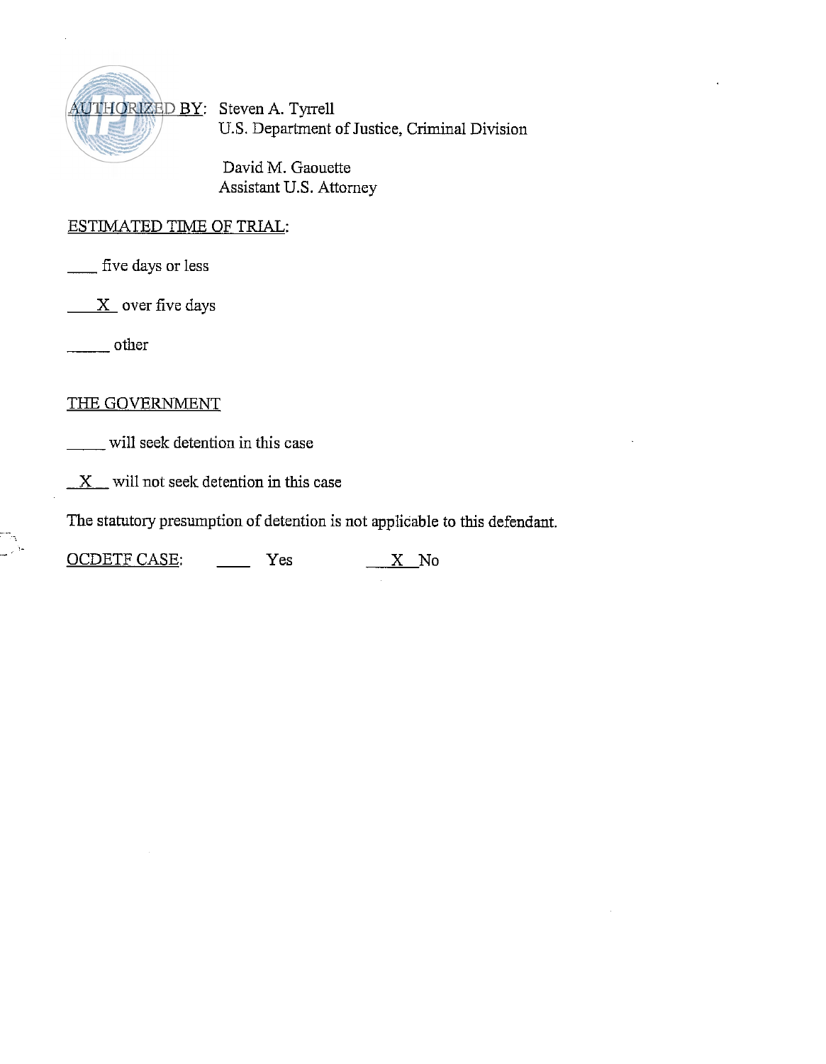AUTHORIZED BY: Steven A. Tyrrell
U.S. Department of Justice, Criminal Division

David M. Gaouette
Assistant U.S. Attorney

ESTIMATED TIME OF TRIAL:

____ five days or less

__X__ over five days

_____ other

THE GOVERNMENT

_____ will seek detention in this case

__X__ will not seek detention in this case

The statutory presumption of detention is not applicable to this defendant.

OCDETF CASE: ____ Yes __X__ No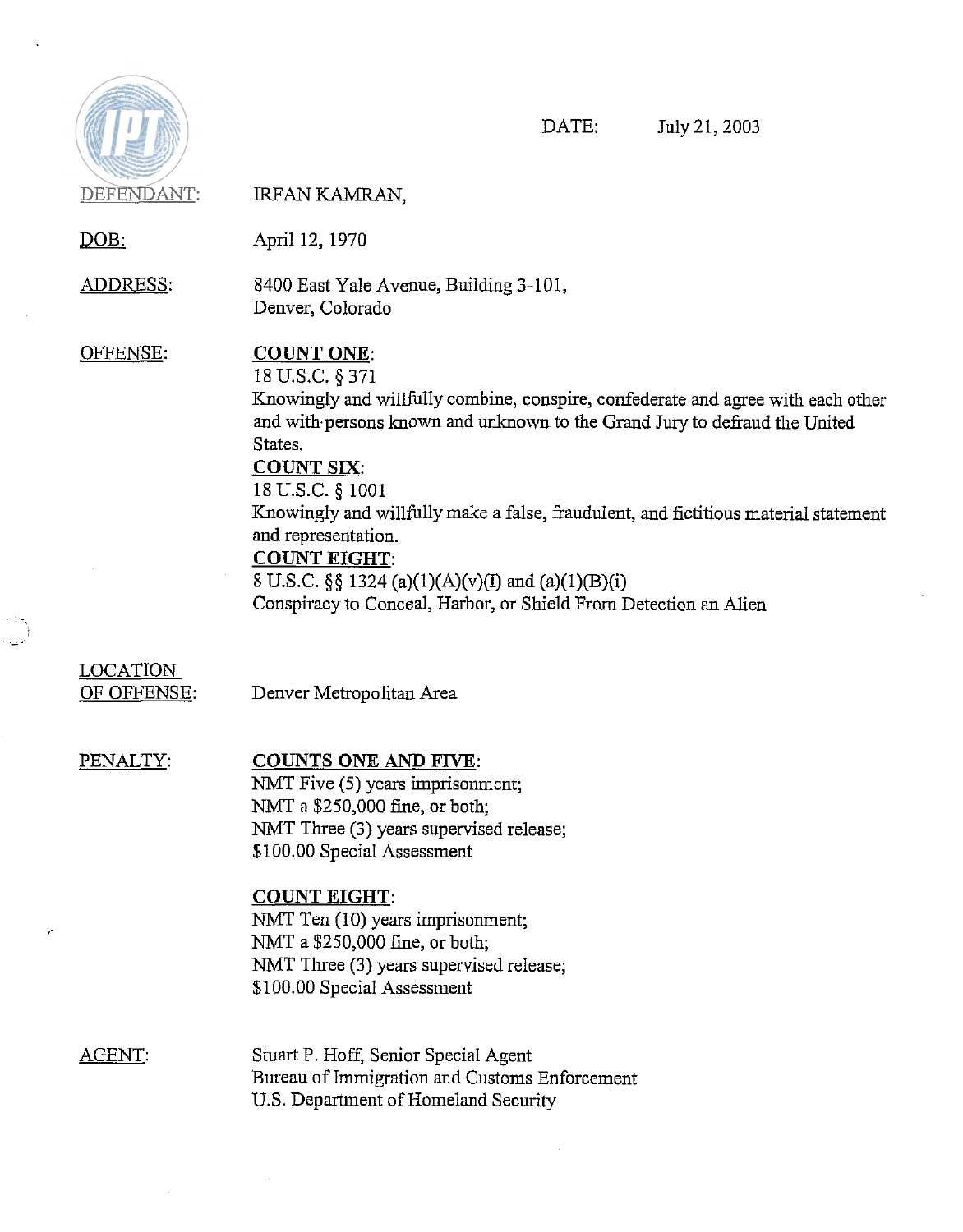DATE: July 21, 2003

DEFENDANT: IRFAN KAMRAN,

DOB: April 12, 1970

ADDRESS: 8400 East Yale Avenue, Building 3-101, Denver, Colorado

OFFENSE:

**COUNT ONE**:
18 U.S.C. § 371
Knowingly and willfully combine, conspire, confederate and agree with each other and with persons known and unknown to the Grand Jury to defraud the United States.

**COUNT SIX**:
18 U.S.C. § 1001
Knowingly and willfully make a false, fraudulent, and fictitious material statement and representation.

**COUNT EIGHT**:
8 U.S.C. §§ 1324 (a)(1)(A)(v)(I) and (a)(1)(B)(i)
Conspiracy to Conceal, Harbor, or Shield From Detection an Alien

LOCATION OF OFFENSE: Denver Metropolitan Area

PENALTY:

**COUNTS ONE AND FIVE**:
NMT Five (5) years imprisonment;
NMT a $250,000 fine, or both;
NMT Three (3) years supervised release;
$100.00 Special Assessment

**COUNT EIGHT**:
NMT Ten (10) years imprisonment;
NMT a $250,000 fine, or both;
NMT Three (3) years supervised release;
$100.00 Special Assessment

AGENT: Stuart P. Hoff, Senior Special Agent
Bureau of Immigration and Customs Enforcement
U.S. Department of Homeland Security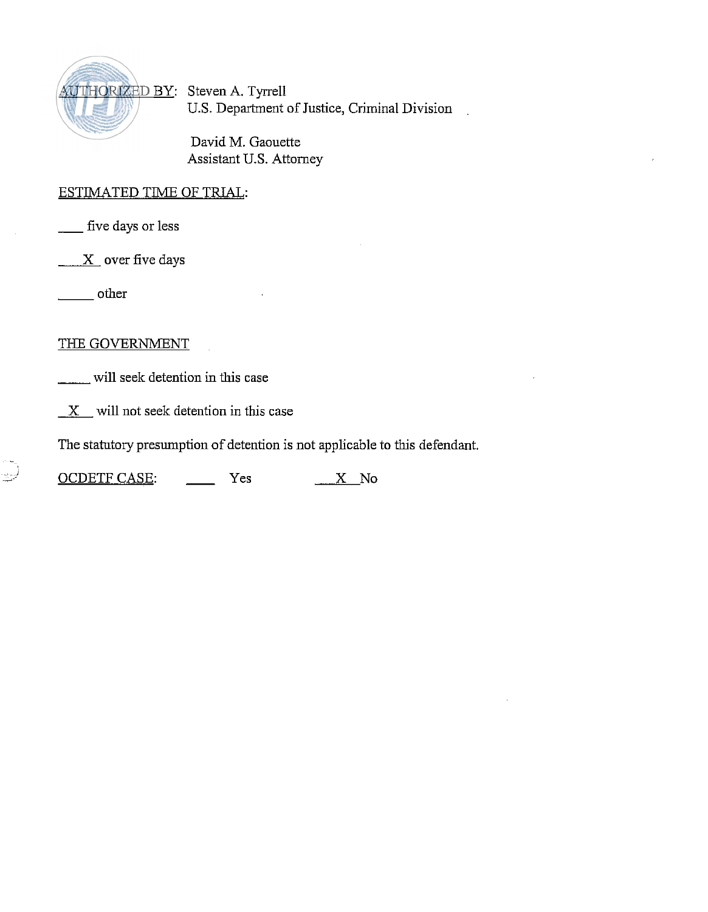AUTHORIZED BY: Steven A. Tyrrell
U.S. Department of Justice, Criminal Division

David M. Gaouette
Assistant U.S. Attorney

ESTIMATED TIME OF TRIAL:

\_\_\_\_ five days or less

\_\_X\_ over five days

\_\_\_\_\_ other

THE GOVERNMENT

\_\_\_\_\_ will seek detention in this case

\_X\_\_ will not seek detention in this case

The statutory presumption of detention is not applicable to this defendant.

OCDETF CASE: \_\_\_\_ Yes \_\_X\_ No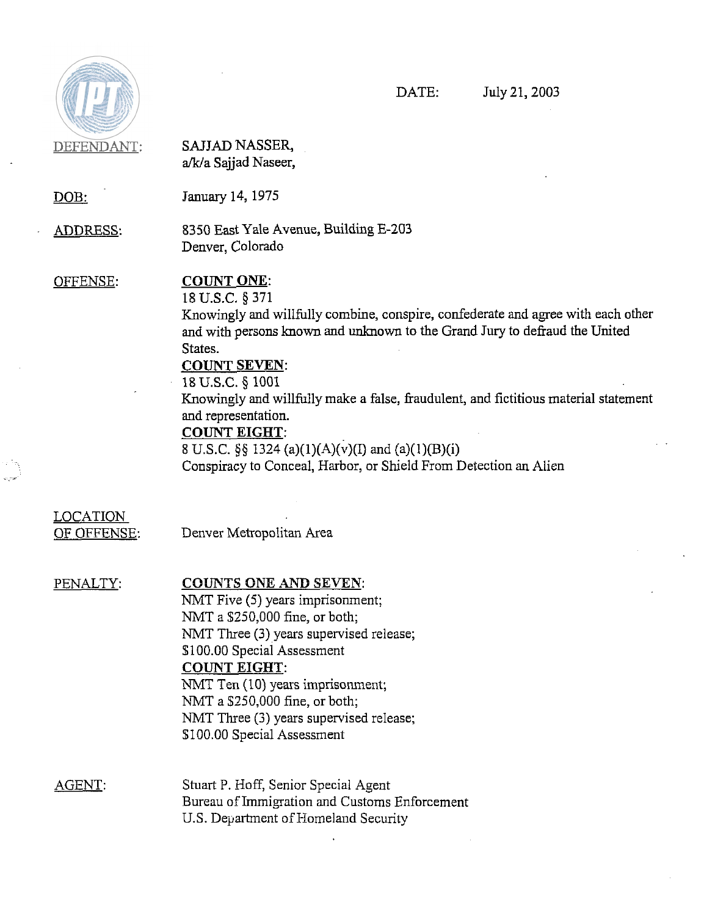DATE: July 21, 2003

DEFENDANT: SAJJAD NASSER, a/k/a Sajjad Naseer,

DOB: January 14, 1975

ADDRESS: 8350 East Yale Avenue, Building E-203
Denver, Colorado

OFFENSE:

**COUNT ONE**:
18 U.S.C. § 371
Knowingly and willfully combine, conspire, confederate and agree with each other and with persons known and unknown to the Grand Jury to defraud the United States.

**COUNT SEVEN**:
18 U.S.C. § 1001
Knowingly and willfully make a false, fraudulent, and fictitious material statement and representation.

**COUNT EIGHT**:
8 U.S.C. §§ 1324 (a)(1)(A)(v)(I) and (a)(1)(B)(i)
Conspiracy to Conceal, Harbor, or Shield From Detection an Alien

LOCATION OF OFFENSE: Denver Metropolitan Area

PENALTY:

**COUNTS ONE AND SEVEN**:
NMT Five (5) years imprisonment;
NMT a $250,000 fine, or both;
NMT Three (3) years supervised release;
$100.00 Special Assessment

**COUNT EIGHT**:
NMT Ten (10) years imprisonment;
NMT a $250,000 fine, or both;
NMT Three (3) years supervised release;
$100.00 Special Assessment

AGENT: Stuart P. Hoff, Senior Special Agent
Bureau of Immigration and Customs Enforcement
U.S. Department of Homeland Security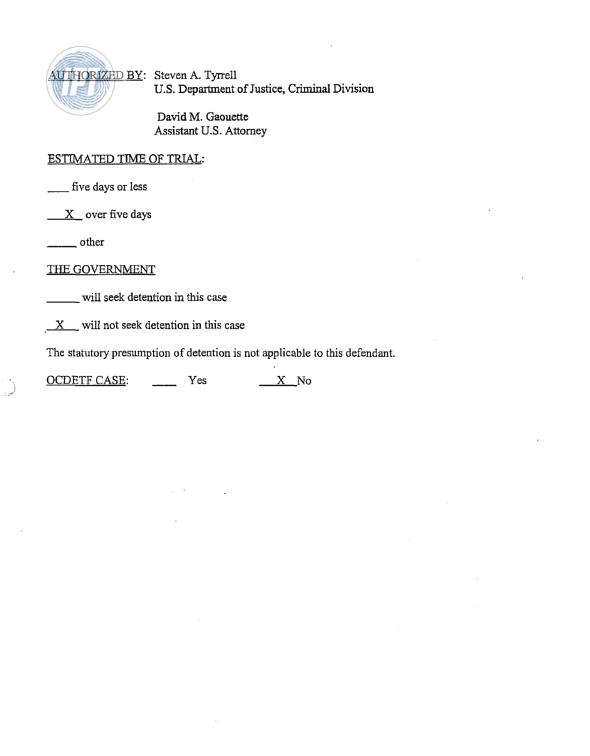AUTHORIZED BY: Steven A. Tyrrell
U.S. Department of Justice, Criminal Division

David M. Gaouette
Assistant U.S. Attorney

ESTIMATED TIME OF TRIAL:

____ five days or less

__X__ over five days

_____ other

THE GOVERNMENT

_____ will seek detention in this case

__X__ will not seek detention in this case

The statutory presumption of detention is not applicable to this defendant.

OCDETF CASE: ____ Yes __X__ No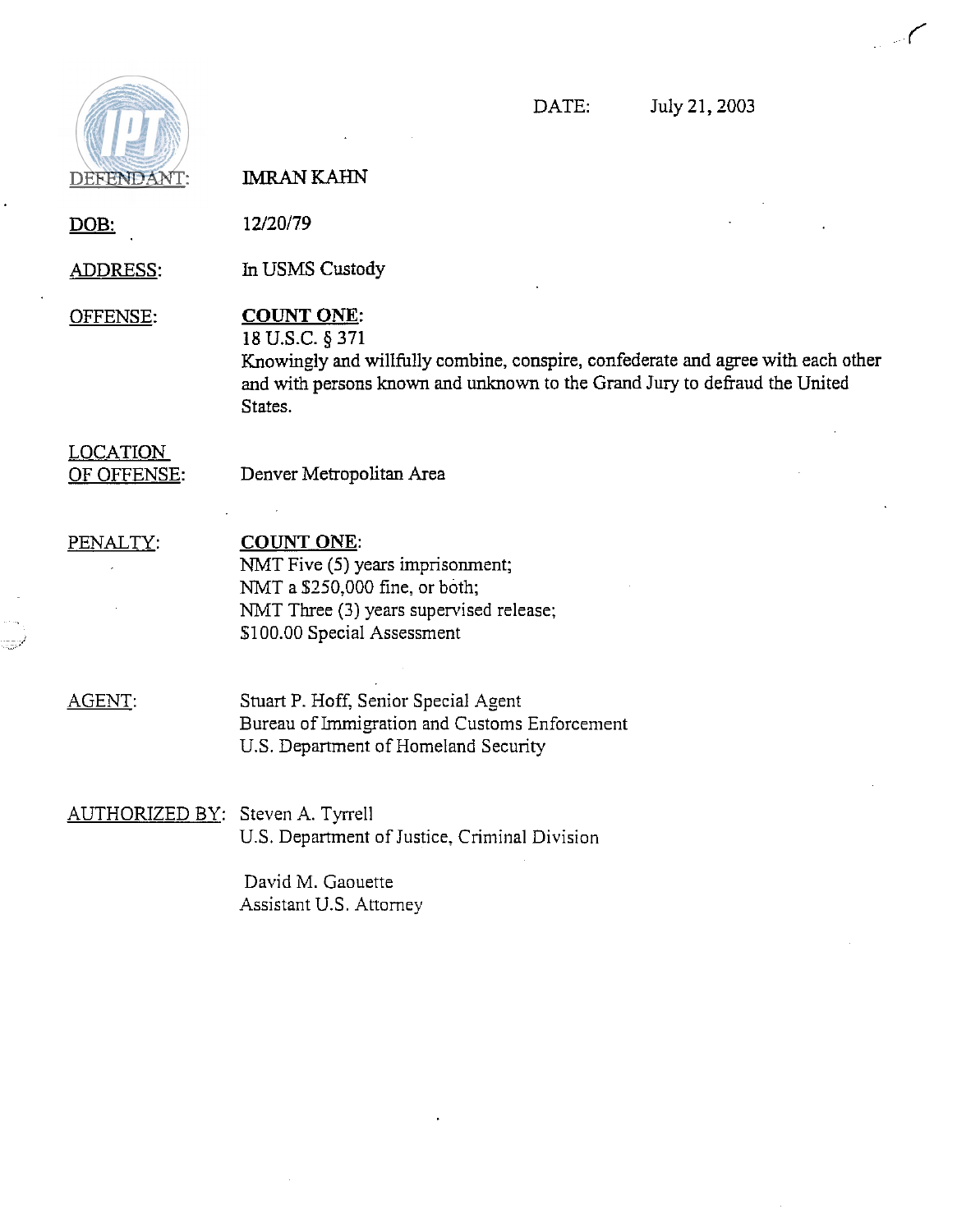DATE: July 21, 2003

DEFENDANT: IMRAN KAHN

DOB: 12/20/79

ADDRESS: In USMS Custody

OFFENSE: **COUNT ONE**:
18 U.S.C. § 371
Knowingly and willfully combine, conspire, confederate and agree with each other and with persons known and unknown to the Grand Jury to defraud the United States.

LOCATION OF OFFENSE: Denver Metropolitan Area

PENALTY: **COUNT ONE**:
NMT Five (5) years imprisonment;
NMT a $250,000 fine, or both;
NMT Three (3) years supervised release;
$100.00 Special Assessment

AGENT: Stuart P. Hoff, Senior Special Agent
Bureau of Immigration and Customs Enforcement
U.S. Department of Homeland Security

AUTHORIZED BY: Steven A. Tyrrell
U.S. Department of Justice, Criminal Division

David M. Gaouette
Assistant U.S. Attorney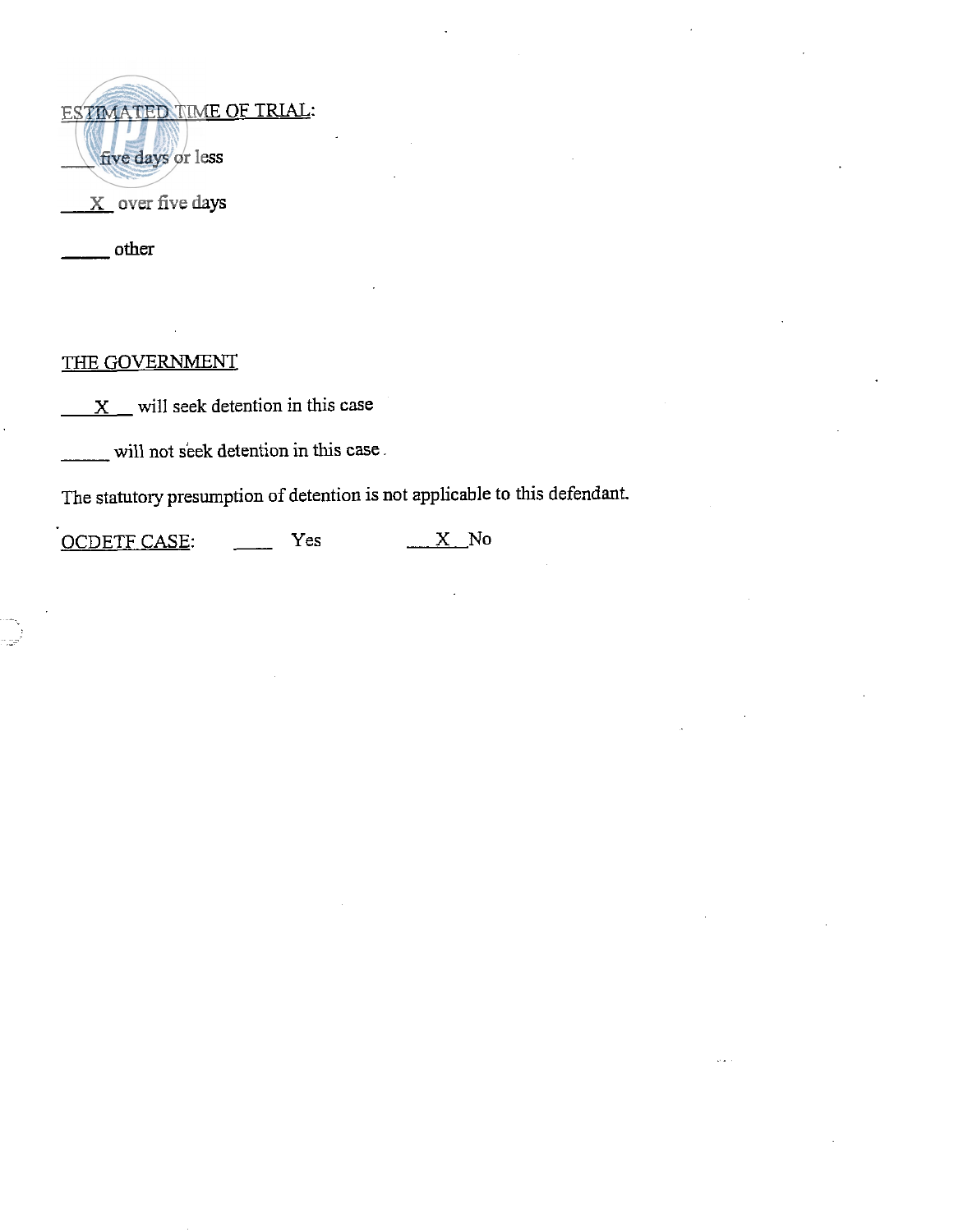ESTIMATED TIME OF TRIAL:

____ five days or less

__X__ over five days

_____ other

THE GOVERNMENT

__X__ will seek detention in this case

_____ will not seek detention in this case.

The statutory presumption of detention is not applicable to this defendant.

OCDETF CASE: ____ Yes __X__ No